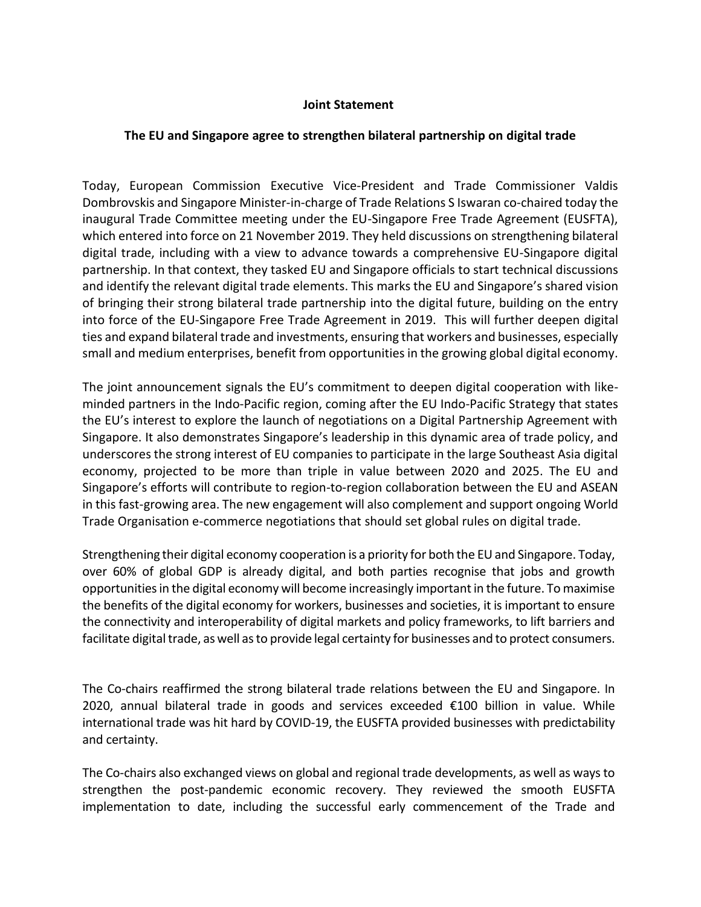**Joint Statement**

**The EU and Singapore agree to strengthen bilateral partnership on digital trade**

Today, European Commission Executive Vice-President and Trade Commissioner Valdis Dombrovskis and Singapore Minister-in-charge of Trade Relations S Iswaran co-chaired today the inaugural Trade Committee meeting under the EU-Singapore Free Trade Agreement (EUSFTA), which entered into force on 21 November 2019. They held discussions on strengthening bilateral digital trade, including with a view to advance towards a comprehensive EU-Singapore digital partnership. In that context, they tasked EU and Singapore officials to start technical discussions and identify the relevant digital trade elements. This marks the EU and Singapore's shared vision of bringing their strong bilateral trade partnership into the digital future, building on the entry into force of the EU-Singapore Free Trade Agreement in 2019. This will further deepen digital ties and expand bilateral trade and investments, ensuring that workers and businesses, especially small and medium enterprises, benefit from opportunities in the growing global digital economy.

The joint announcement signals the EU's commitment to deepen digital cooperation with like-minded partners in the Indo-Pacific region, coming after the EU Indo-Pacific Strategy that states the EU's interest to explore the launch of negotiations on a Digital Partnership Agreement with Singapore. It also demonstrates Singapore's leadership in this dynamic area of trade policy, and underscores the strong interest of EU companies to participate in the large Southeast Asia digital economy, projected to be more than triple in value between 2020 and 2025. The EU and Singapore's efforts will contribute to region-to-region collaboration between the EU and ASEAN in this fast-growing area. The new engagement will also complement and support ongoing World Trade Organisation e-commerce negotiations that should set global rules on digital trade.

Strengthening their digital economy cooperation is a priority for both the EU and Singapore. Today, over 60% of global GDP is already digital, and both parties recognise that jobs and growth opportunities in the digital economy will become increasingly important in the future. To maximise the benefits of the digital economy for workers, businesses and societies, it is important to ensure the connectivity and interoperability of digital markets and policy frameworks, to lift barriers and facilitate digital trade, as well as to provide legal certainty for businesses and to protect consumers.

The Co-chairs reaffirmed the strong bilateral trade relations between the EU and Singapore. In 2020, annual bilateral trade in goods and services exceeded €100 billion in value. While international trade was hit hard by COVID-19, the EUSFTA provided businesses with predictability and certainty.

The Co-chairs also exchanged views on global and regional trade developments, as well as ways to strengthen the post-pandemic economic recovery. They reviewed the smooth EUSFTA implementation to date, including the successful early commencement of the Trade and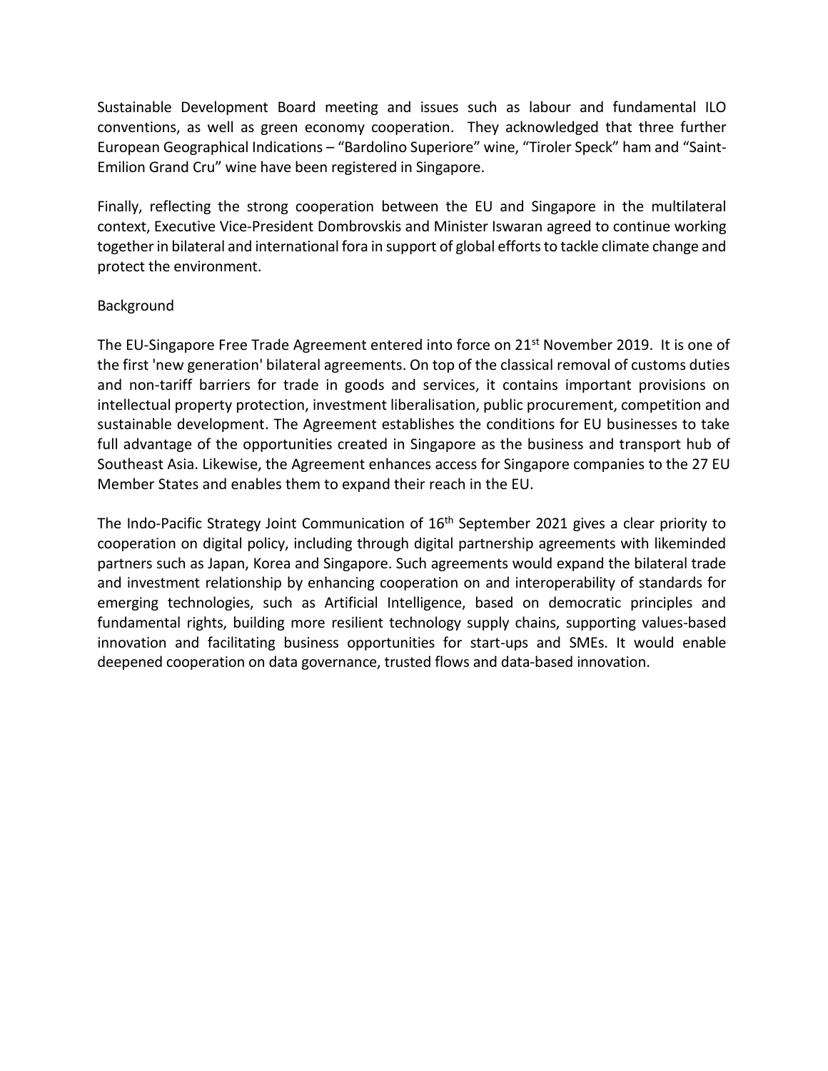Sustainable Development Board meeting and issues such as labour and fundamental ILO conventions, as well as green economy cooperation. They acknowledged that three further European Geographical Indications – "Bardolino Superiore" wine, "Tiroler Speck" ham and "Saint-Emilion Grand Cru" wine have been registered in Singapore.

Finally, reflecting the strong cooperation between the EU and Singapore in the multilateral context, Executive Vice-President Dombrovskis and Minister Iswaran agreed to continue working together in bilateral and international fora in support of global efforts to tackle climate change and protect the environment.

Background

The EU-Singapore Free Trade Agreement entered into force on 21st November 2019. It is one of the first 'new generation' bilateral agreements. On top of the classical removal of customs duties and non-tariff barriers for trade in goods and services, it contains important provisions on intellectual property protection, investment liberalisation, public procurement, competition and sustainable development. The Agreement establishes the conditions for EU businesses to take full advantage of the opportunities created in Singapore as the business and transport hub of Southeast Asia. Likewise, the Agreement enhances access for Singapore companies to the 27 EU Member States and enables them to expand their reach in the EU.

The Indo-Pacific Strategy Joint Communication of 16th September 2021 gives a clear priority to cooperation on digital policy, including through digital partnership agreements with likeminded partners such as Japan, Korea and Singapore. Such agreements would expand the bilateral trade and investment relationship by enhancing cooperation on and interoperability of standards for emerging technologies, such as Artificial Intelligence, based on democratic principles and fundamental rights, building more resilient technology supply chains, supporting values-based innovation and facilitating business opportunities for start-ups and SMEs. It would enable deepened cooperation on data governance, trusted flows and data-based innovation.